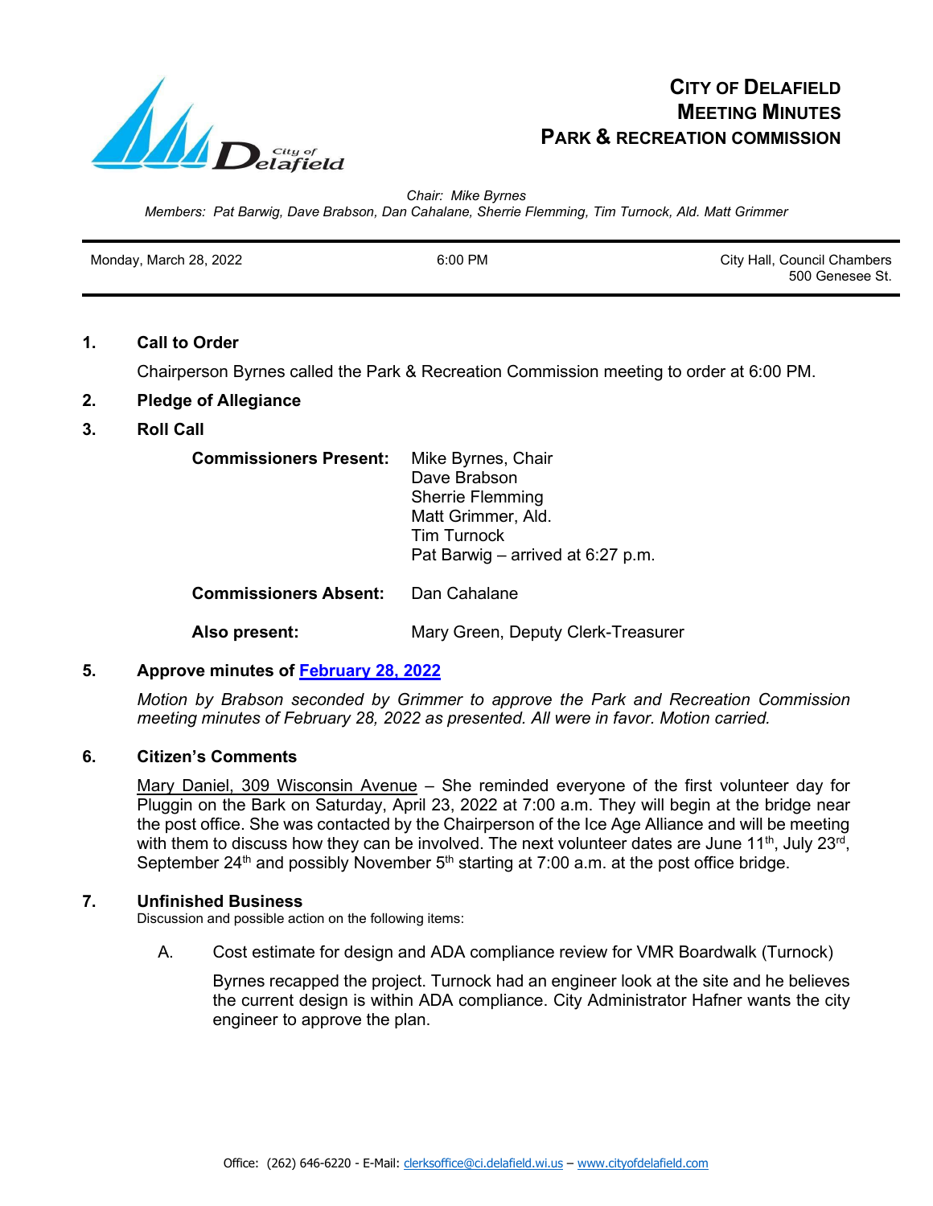# CITY OF DELAFIELD MEETING MINUTES PARK & RECREATION COMMISSION

*Chair: Mike Byrnes*
*Members: Pat Barwig, Dave Brabson, Dan Cahalane, Sherrie Flemming, Tim Turnock, Ald. Matt Grimmer*

| Monday, March 28, 2022 | 6:00 PM | City Hall, Council Chambers 500 Genesee St. |
|---|---|---|

## 1. Call to Order

Chairperson Byrnes called the Park & Recreation Commission meeting to order at 6:00 PM.

## 2. Pledge of Allegiance

## 3. Roll Call

**Commissioners Present:** Mike Byrnes, Chair
Dave Brabson
Sherrie Flemming
Matt Grimmer, Ald.
Tim Turnock
Pat Barwig – arrived at 6:27 p.m.

**Commissioners Absent:** Dan Cahalane

**Also present:** Mary Green, Deputy Clerk-Treasurer

## 5. Approve minutes of February 28, 2022

*Motion by Brabson seconded by Grimmer to approve the Park and Recreation Commission meeting minutes of February 28, 2022 as presented. All were in favor. Motion carried.*

## 6. Citizen's Comments

Mary Daniel, 309 Wisconsin Avenue – She reminded everyone of the first volunteer day for Pluggin on the Bark on Saturday, April 23, 2022 at 7:00 a.m. They will begin at the bridge near the post office. She was contacted by the Chairperson of the Ice Age Alliance and will be meeting with them to discuss how they can be involved. The next volunteer dates are June 11th, July 23rd, September 24th and possibly November 5th starting at 7:00 a.m. at the post office bridge.

## 7. Unfinished Business

Discussion and possible action on the following items:

A. Cost estimate for design and ADA compliance review for VMR Boardwalk (Turnock)

Byrnes recapped the project. Turnock had an engineer look at the site and he believes the current design is within ADA compliance. City Administrator Hafner wants the city engineer to approve the plan.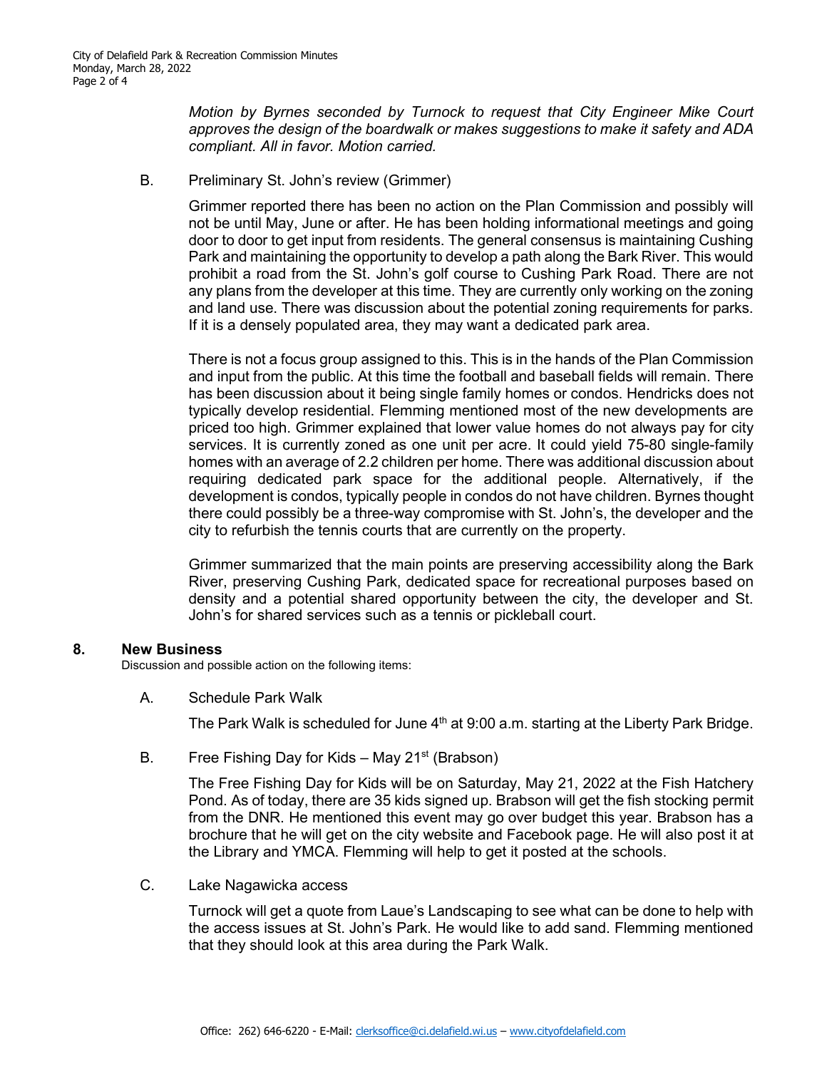*Motion by Byrnes seconded by Turnock to request that City Engineer Mike Court approves the design of the boardwalk or makes suggestions to make it safety and ADA compliant. All in favor. Motion carried.*

B. Preliminary St. John's review (Grimmer)

Grimmer reported there has been no action on the Plan Commission and possibly will not be until May, June or after. He has been holding informational meetings and going door to door to get input from residents. The general consensus is maintaining Cushing Park and maintaining the opportunity to develop a path along the Bark River. This would prohibit a road from the St. John's golf course to Cushing Park Road. There are not any plans from the developer at this time. They are currently only working on the zoning and land use. There was discussion about the potential zoning requirements for parks. If it is a densely populated area, they may want a dedicated park area.

There is not a focus group assigned to this. This is in the hands of the Plan Commission and input from the public. At this time the football and baseball fields will remain. There has been discussion about it being single family homes or condos. Hendricks does not typically develop residential. Flemming mentioned most of the new developments are priced too high. Grimmer explained that lower value homes do not always pay for city services. It is currently zoned as one unit per acre. It could yield 75-80 single-family homes with an average of 2.2 children per home. There was additional discussion about requiring dedicated park space for the additional people. Alternatively, if the development is condos, typically people in condos do not have children. Byrnes thought there could possibly be a three-way compromise with St. John's, the developer and the city to refurbish the tennis courts that are currently on the property.

Grimmer summarized that the main points are preserving accessibility along the Bark River, preserving Cushing Park, dedicated space for recreational purposes based on density and a potential shared opportunity between the city, the developer and St. John's for shared services such as a tennis or pickleball court.

## 8. New Business

Discussion and possible action on the following items:

A. Schedule Park Walk

The Park Walk is scheduled for June 4th at 9:00 a.m. starting at the Liberty Park Bridge.

B. Free Fishing Day for Kids – May 21st (Brabson)

The Free Fishing Day for Kids will be on Saturday, May 21, 2022 at the Fish Hatchery Pond. As of today, there are 35 kids signed up. Brabson will get the fish stocking permit from the DNR. He mentioned this event may go over budget this year. Brabson has a brochure that he will get on the city website and Facebook page. He will also post it at the Library and YMCA. Flemming will help to get it posted at the schools.

C. Lake Nagawicka access

Turnock will get a quote from Laue's Landscaping to see what can be done to help with the access issues at St. John's Park. He would like to add sand. Flemming mentioned that they should look at this area during the Park Walk.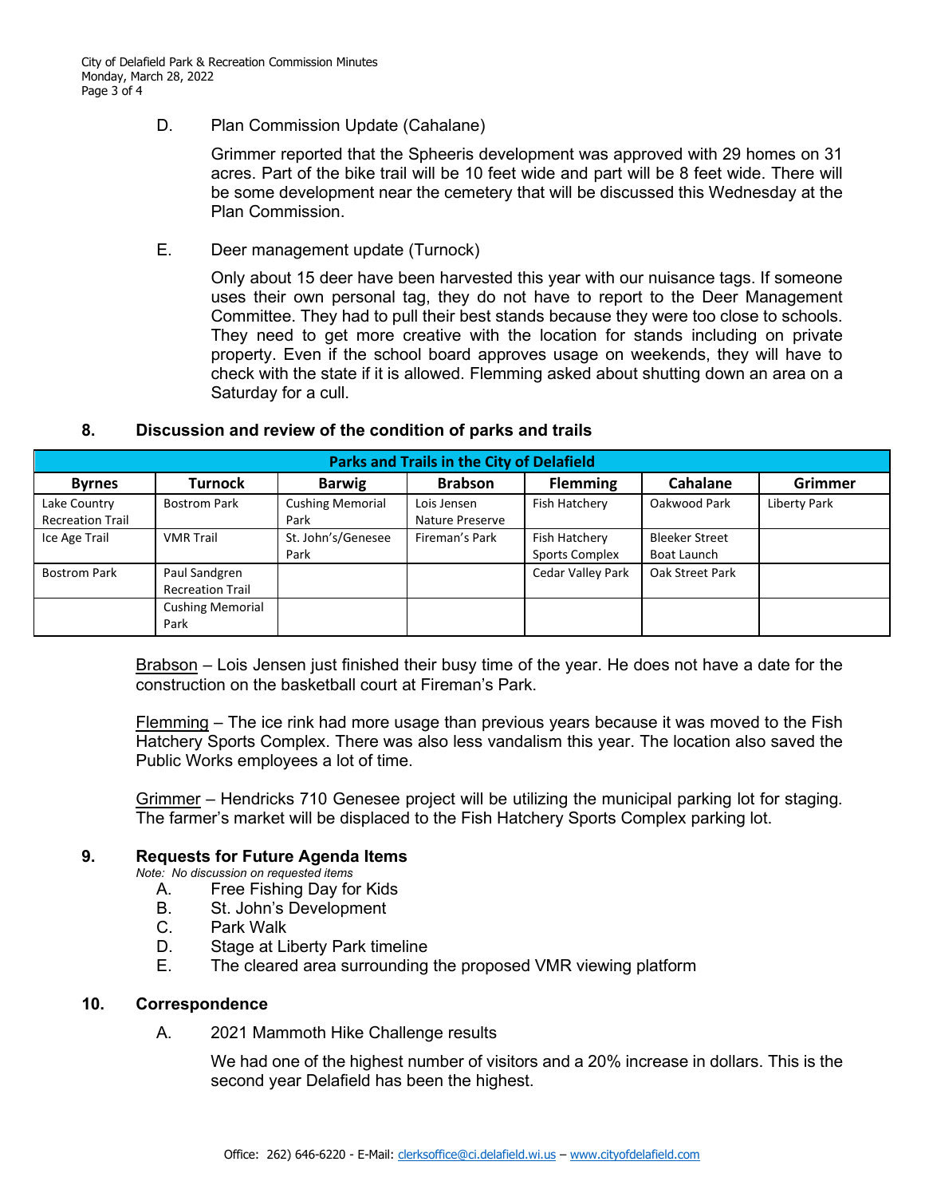D. Plan Commission Update (Cahalane)

Grimmer reported that the Spheeris development was approved with 29 homes on 31 acres. Part of the bike trail will be 10 feet wide and part will be 8 feet wide. There will be some development near the cemetery that will be discussed this Wednesday at the Plan Commission.

E. Deer management update (Turnock)

Only about 15 deer have been harvested this year with our nuisance tags. If someone uses their own personal tag, they do not have to report to the Deer Management Committee. They had to pull their best stands because they were too close to schools. They need to get more creative with the location for stands including on private property. Even if the school board approves usage on weekends, they will have to check with the state if it is allowed. Flemming asked about shutting down an area on a Saturday for a cull.

## 8. Discussion and review of the condition of parks and trails

| Parks and Trails in the City of Delafield | | | | | | |
|---|---|---|---|---|---|---|
| **Byrnes** | **Turnock** | **Barwig** | **Brabson** | **Flemming** | **Cahalane** | **Grimmer** |
| Lake Country Recreation Trail | Bostrom Park | Cushing Memorial Park | Lois Jensen Nature Preserve | Fish Hatchery | Oakwood Park | Liberty Park |
| Ice Age Trail | VMR Trail | St. John's/Genesee Park | Fireman's Park | Fish Hatchery Sports Complex | Bleeker Street Boat Launch | |
| Bostrom Park | Paul Sandgren Recreation Trail | | | Cedar Valley Park | Oak Street Park | |
| | Cushing Memorial Park | | | | | |

Brabson – Lois Jensen just finished their busy time of the year. He does not have a date for the construction on the basketball court at Fireman's Park.

Flemming – The ice rink had more usage than previous years because it was moved to the Fish Hatchery Sports Complex. There was also less vandalism this year. The location also saved the Public Works employees a lot of time.

Grimmer – Hendricks 710 Genesee project will be utilizing the municipal parking lot for staging. The farmer's market will be displaced to the Fish Hatchery Sports Complex parking lot.

## 9. Requests for Future Agenda Items

*Note: No discussion on requested items*

A. Free Fishing Day for Kids
B. St. John's Development
C. Park Walk
D. Stage at Liberty Park timeline
E. The cleared area surrounding the proposed VMR viewing platform

## 10. Correspondence

A. 2021 Mammoth Hike Challenge results

We had one of the highest number of visitors and a 20% increase in dollars. This is the second year Delafield has been the highest.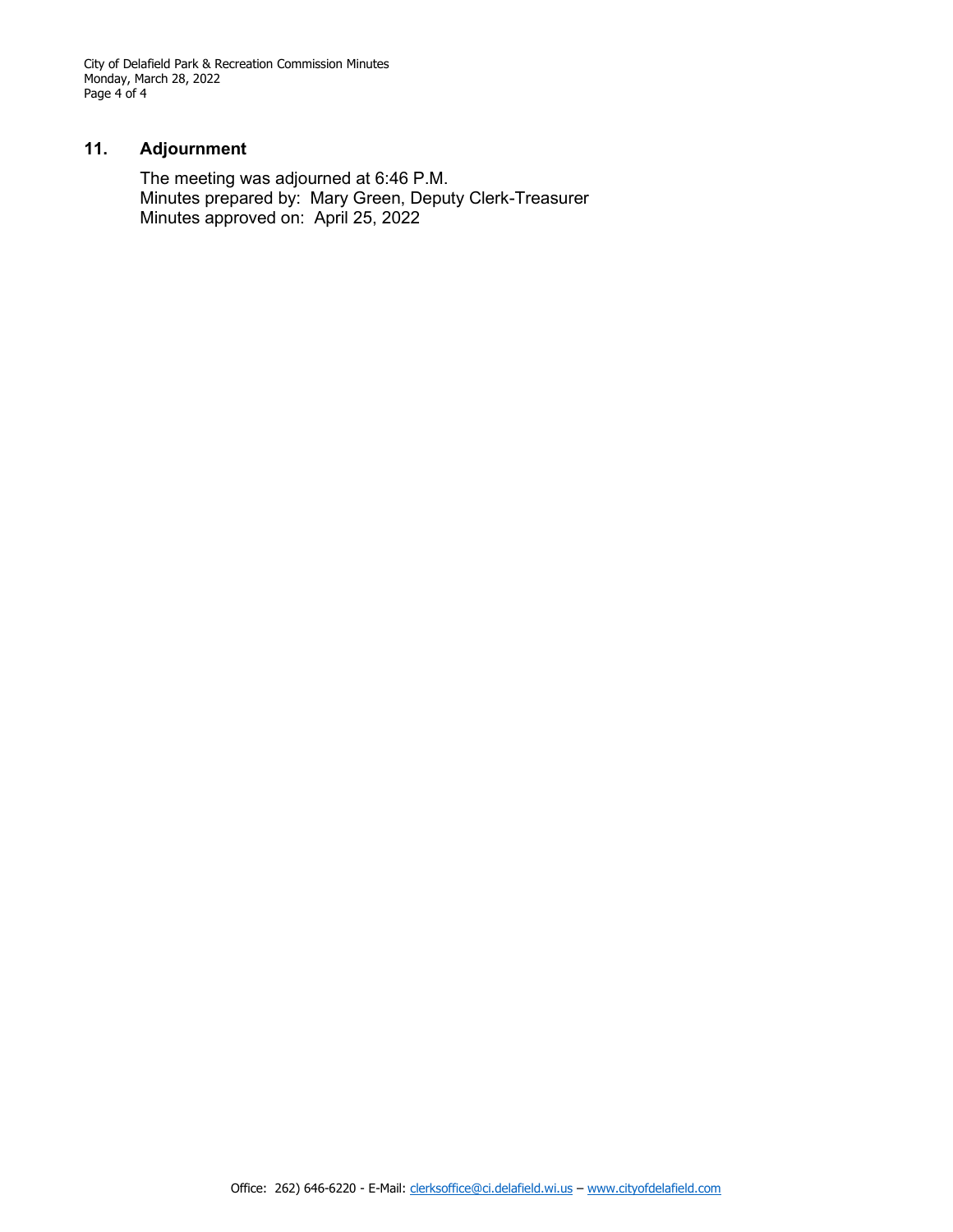## 11. Adjournment

The meeting was adjourned at 6:46 P.M.
Minutes prepared by: Mary Green, Deputy Clerk-Treasurer
Minutes approved on: April 25, 2022